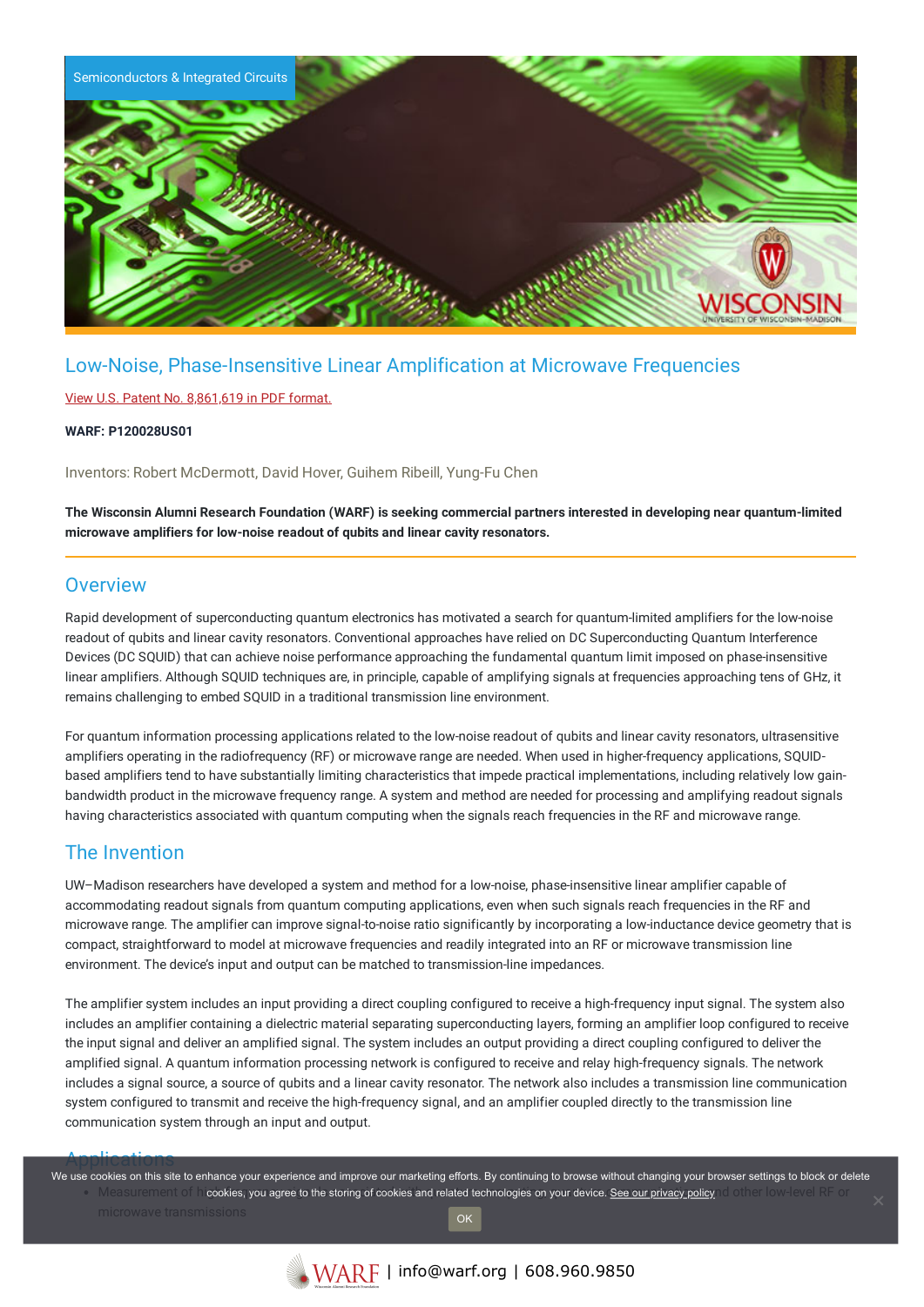Semiconductors & Integrated Circuits

# Low-Noise, Phase-Insensitive Linear Amplification at Microwave Frequencies

View U.S. Patent No. 8,861,619 in PDF format.

**WARF: P120028US01**

Inventors: Robert McDermott, David Hover, Guihem Ribeill, Yung-Fu Chen

**The Wisconsin Alumni Research Foundation (WARF) is seeking commercial partners interested in developing near quantum-limited microwave amplifiers for low-noise readout of qubits and linear cavity resonators.**

## Overview

Rapid development of superconducting quantum electronics has motivated a search for quantum-limited amplifiers for the low-noise readout of qubits and linear cavity resonators. Conventional approaches have relied on DC Superconducting Quantum Interference Devices (DC SQUID) that can achieve noise performance approaching the fundamental quantum limit imposed on phase-insensitive linear amplifiers. Although SQUID techniques are, in principle, capable of amplifying signals at frequencies approaching tens of GHz, it remains challenging to embed SQUID in a traditional transmission line environment.

For quantum information processing applications related to the low-noise readout of qubits and linear cavity resonators, ultrasensitive amplifiers operating in the radiofrequency (RF) or microwave range are needed. When used in higher-frequency applications, SQUID-based amplifiers tend to have substantially limiting characteristics that impede practical implementations, including relatively low gain-bandwidth product in the microwave frequency range. A system and method are needed for processing and amplifying readout signals having characteristics associated with quantum computing when the signals reach frequencies in the RF and microwave range.

## The Invention

UW–Madison researchers have developed a system and method for a low-noise, phase-insensitive linear amplifier capable of accommodating readout signals from quantum computing applications, even when such signals reach frequencies in the RF and microwave range. The amplifier can improve signal-to-noise ratio significantly by incorporating a low-inductance device geometry that is compact, straightforward to model at microwave frequencies and readily integrated into an RF or microwave transmission line environment. The device's input and output can be matched to transmission-line impedances.

The amplifier system includes an input providing a direct coupling configured to receive a high-frequency input signal. The system also includes an amplifier containing a dielectric material separating superconducting layers, forming an amplifier loop configured to receive the input signal and deliver an amplified signal. The system includes an output providing a direct coupling configured to deliver the amplified signal. A quantum information processing network is configured to receive and relay high-frequency signals. The network includes a signal source, a source of qubits and a linear cavity resonator. The network also includes a transmission line communication system configured to transmit and receive the high-frequency signal, and an amplifier coupled directly to the transmission line communication system through an input and output.

## Applications

- Measurement of h... ...d other low-level RF or microwave transmissions

We use cookies on this site to enhance your experience and improve our marketing efforts. By continuing to browse without changing your browser settings to block or delete cookies, you agree to the storing of cookies and related technologies on your device. See our privacy policy

OK

WARF | info@warf.org | 608.960.9850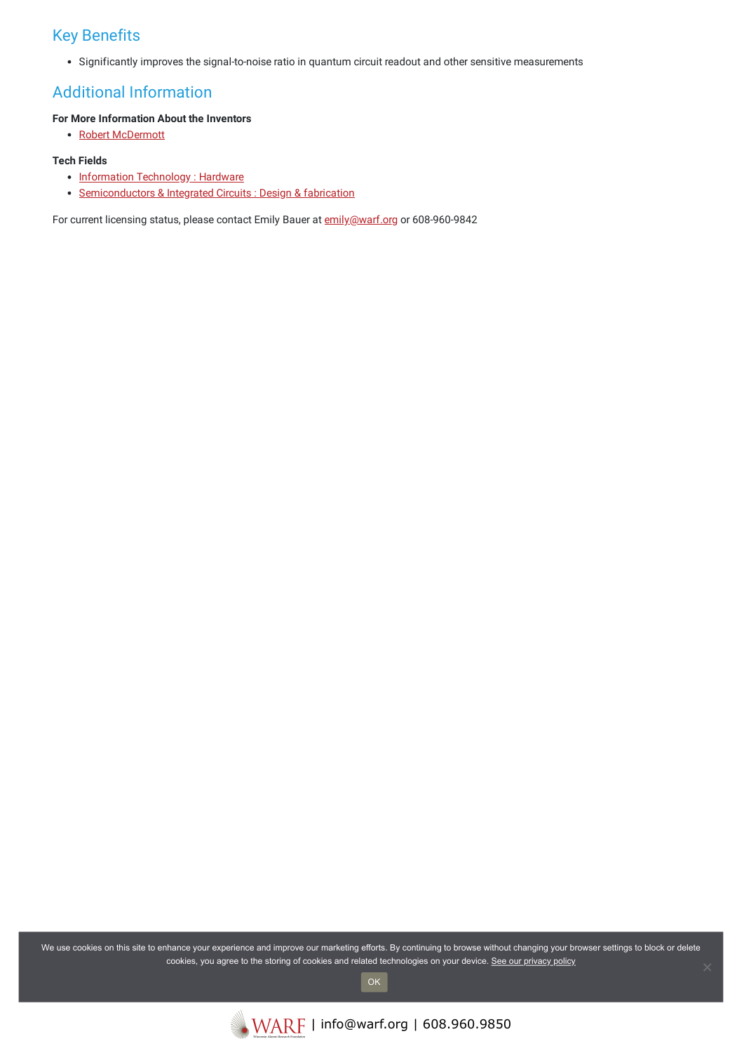## Key Benefits

- Significantly improves the signal-to-noise ratio in quantum circuit readout and other sensitive measurements

## Additional Information

**For More Information About the Inventors**

- Robert McDermott

**Tech Fields**

- Information Technology : Hardware
- Semiconductors & Integrated Circuits : Design & fabrication

For current licensing status, please contact Emily Bauer at emily@warf.org or 608-960-9842